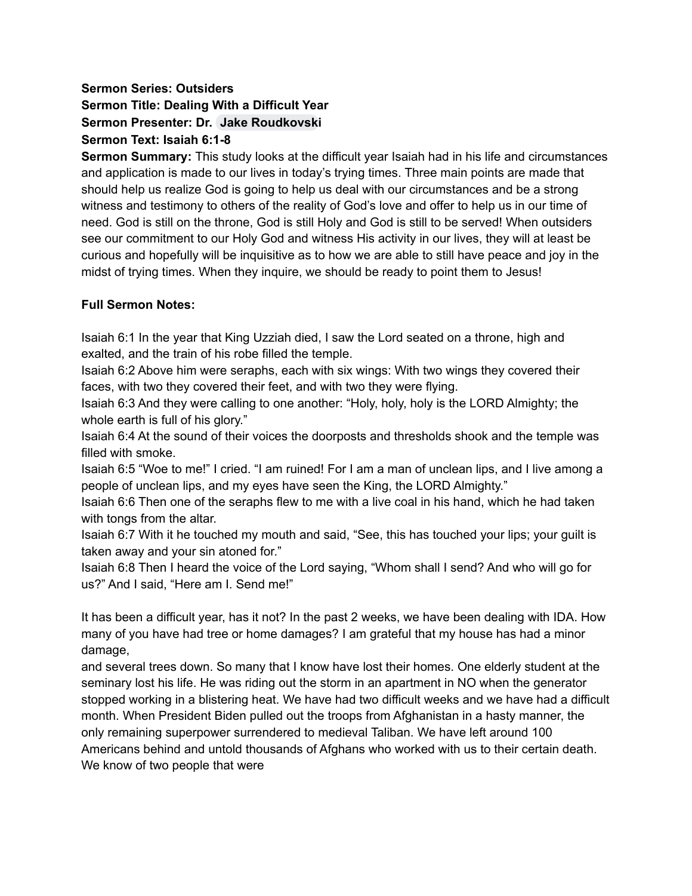**Sermon Series: Outsiders**
**Sermon Title: Dealing With a Difficult Year**
**Sermon Presenter: Dr. Jake Roudkovski**
**Sermon Text: Isaiah 6:1-8**

**Sermon Summary:** This study looks at the difficult year Isaiah had in his life and circumstances and application is made to our lives in today's trying times. Three main points are made that should help us realize God is going to help us deal with our circumstances and be a strong witness and testimony to others of the reality of God's love and offer to help us in our time of need. God is still on the throne, God is still Holy and God is still to be served! When outsiders see our commitment to our Holy God and witness His activity in our lives, they will at least be curious and hopefully will be inquisitive as to how we are able to still have peace and joy in the midst of trying times. When they inquire, we should be ready to point them to Jesus!

**Full Sermon Notes:**

Isaiah 6:1 In the year that King Uzziah died, I saw the Lord seated on a throne, high and exalted, and the train of his robe filled the temple.
Isaiah 6:2 Above him were seraphs, each with six wings: With two wings they covered their faces, with two they covered their feet, and with two they were flying.
Isaiah 6:3 And they were calling to one another: "Holy, holy, holy is the LORD Almighty; the whole earth is full of his glory."
Isaiah 6:4 At the sound of their voices the doorposts and thresholds shook and the temple was filled with smoke.
Isaiah 6:5 "Woe to me!" I cried. "I am ruined! For I am a man of unclean lips, and I live among a people of unclean lips, and my eyes have seen the King, the LORD Almighty."
Isaiah 6:6 Then one of the seraphs flew to me with a live coal in his hand, which he had taken with tongs from the altar.
Isaiah 6:7 With it he touched my mouth and said, "See, this has touched your lips; your guilt is taken away and your sin atoned for."
Isaiah 6:8 Then I heard the voice of the Lord saying, "Whom shall I send? And who will go for us?" And I said, "Here am I. Send me!"

It has been a difficult year, has it not? In the past 2 weeks, we have been dealing with IDA. How many of you have had tree or home damages? I am grateful that my house has had a minor damage,
and several trees down. So many that I know have lost their homes. One elderly student at the seminary lost his life. He was riding out the storm in an apartment in NO when the generator stopped working in a blistering heat. We have had two difficult weeks and we have had a difficult month. When President Biden pulled out the troops from Afghanistan in a hasty manner, the only remaining superpower surrendered to medieval Taliban. We have left around 100 Americans behind and untold thousands of Afghans who worked with us to their certain death. We know of two people that were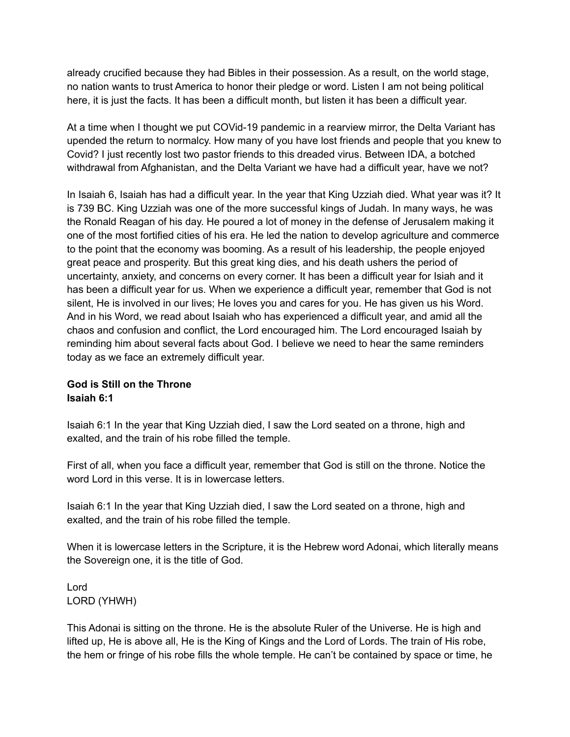already crucified because they had Bibles in their possession. As a result, on the world stage, no nation wants to trust America to honor their pledge or word. Listen I am not being political here, it is just the facts. It has been a difficult month, but listen it has been a difficult year.

At a time when I thought we put COVid-19 pandemic in a rearview mirror, the Delta Variant has upended the return to normalcy. How many of you have lost friends and people that you knew to Covid? I just recently lost two pastor friends to this dreaded virus. Between IDA, a botched withdrawal from Afghanistan, and the Delta Variant we have had a difficult year, have we not?

In Isaiah 6, Isaiah has had a difficult year. In the year that King Uzziah died. What year was it? It is 739 BC. King Uzziah was one of the more successful kings of Judah. In many ways, he was the Ronald Reagan of his day. He poured a lot of money in the defense of Jerusalem making it one of the most fortified cities of his era. He led the nation to develop agriculture and commerce to the point that the economy was booming. As a result of his leadership, the people enjoyed great peace and prosperity. But this great king dies, and his death ushers the period of uncertainty, anxiety, and concerns on every corner. It has been a difficult year for Isiah and it has been a difficult year for us. When we experience a difficult year, remember that God is not silent, He is involved in our lives; He loves you and cares for you. He has given us his Word. And in his Word, we read about Isaiah who has experienced a difficult year, and amid all the chaos and confusion and conflict, the Lord encouraged him. The Lord encouraged Isaiah by reminding him about several facts about God. I believe we need to hear the same reminders today as we face an extremely difficult year.

**God is Still on the Throne**
**Isaiah 6:1**

Isaiah 6:1 In the year that King Uzziah died, I saw the Lord seated on a throne, high and exalted, and the train of his robe filled the temple.

First of all, when you face a difficult year, remember that God is still on the throne. Notice the word Lord in this verse. It is in lowercase letters.

Isaiah 6:1 In the year that King Uzziah died, I saw the Lord seated on a throne, high and exalted, and the train of his robe filled the temple.

When it is lowercase letters in the Scripture, it is the Hebrew word Adonai, which literally means the Sovereign one, it is the title of God.

Lord
LORD (YHWH)

This Adonai is sitting on the throne. He is the absolute Ruler of the Universe. He is high and lifted up, He is above all, He is the King of Kings and the Lord of Lords. The train of His robe, the hem or fringe of his robe fills the whole temple. He can't be contained by space or time, he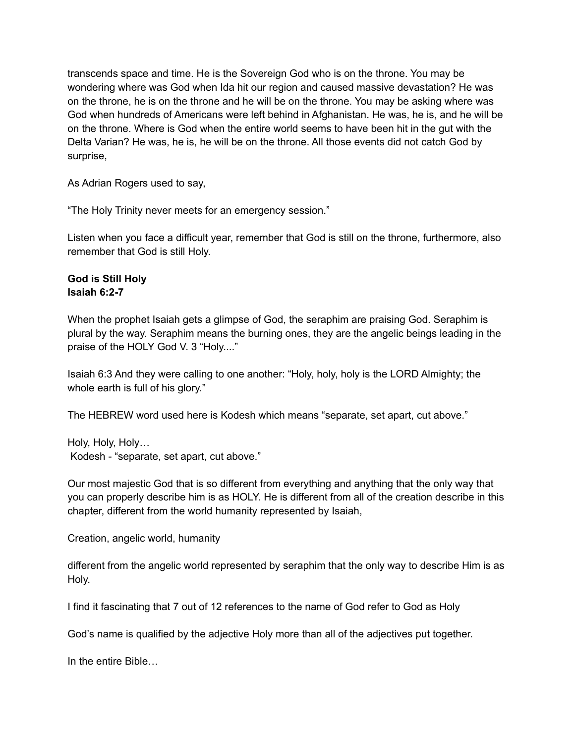transcends space and time. He is the Sovereign God who is on the throne. You may be wondering where was God when Ida hit our region and caused massive devastation? He was on the throne, he is on the throne and he will be on the throne. You may be asking where was God when hundreds of Americans were left behind in Afghanistan. He was, he is, and he will be on the throne. Where is God when the entire world seems to have been hit in the gut with the Delta Varian? He was, he is, he will be on the throne. All those events did not catch God by surprise,

As Adrian Rogers used to say,

“The Holy Trinity never meets for an emergency session.”

Listen when you face a difficult year, remember that God is still on the throne, furthermore, also remember that God is still Holy.

**God is Still Holy**
**Isaiah 6:2-7**

When the prophet Isaiah gets a glimpse of God, the seraphim are praising God. Seraphim is plural by the way. Seraphim means the burning ones, they are the angelic beings leading in the praise of the HOLY God V. 3 “Holy....”

Isaiah 6:3 And they were calling to one another: “Holy, holy, holy is the LORD Almighty; the whole earth is full of his glory.”

The HEBREW word used here is Kodesh which means “separate, set apart, cut above.”

Holy, Holy, Holy…
Kodesh - “separate, set apart, cut above.”

Our most majestic God that is so different from everything and anything that the only way that you can properly describe him is as HOLY. He is different from all of the creation describe in this chapter, different from the world humanity represented by Isaiah,

Creation, angelic world, humanity

different from the angelic world represented by seraphim that the only way to describe Him is as Holy.

I find it fascinating that 7 out of 12 references to the name of God refer to God as Holy

God’s name is qualified by the adjective Holy more than all of the adjectives put together.

In the entire Bible…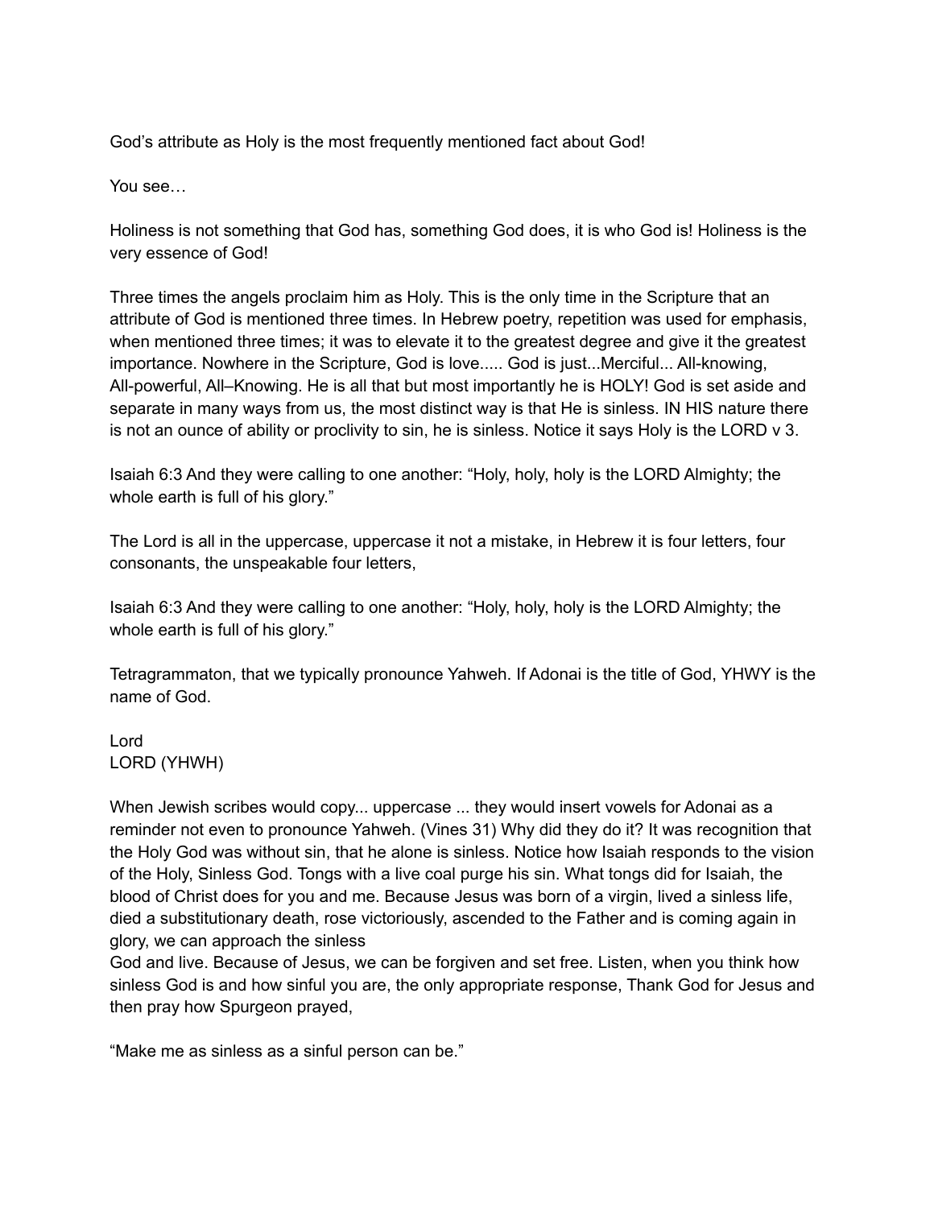God's attribute as Holy is the most frequently mentioned fact about God!

You see…

Holiness is not something that God has, something God does, it is who God is! Holiness is the very essence of God!

Three times the angels proclaim him as Holy. This is the only time in the Scripture that an attribute of God is mentioned three times. In Hebrew poetry, repetition was used for emphasis, when mentioned three times; it was to elevate it to the greatest degree and give it the greatest importance. Nowhere in the Scripture, God is love..... God is just...Merciful... All-knowing, All-powerful, All–Knowing. He is all that but most importantly he is HOLY! God is set aside and separate in many ways from us, the most distinct way is that He is sinless. IN HIS nature there is not an ounce of ability or proclivity to sin, he is sinless. Notice it says Holy is the LORD v 3.

Isaiah 6:3 And they were calling to one another: "Holy, holy, holy is the LORD Almighty; the whole earth is full of his glory."

The Lord is all in the uppercase, uppercase it not a mistake, in Hebrew it is four letters, four consonants, the unspeakable four letters,

Isaiah 6:3 And they were calling to one another: "Holy, holy, holy is the LORD Almighty; the whole earth is full of his glory."

Tetragrammaton, that we typically pronounce Yahweh. If Adonai is the title of God, YHWY is the name of God.

Lord
LORD (YHWH)

When Jewish scribes would copy... uppercase ... they would insert vowels for Adonai as a reminder not even to pronounce Yahweh. (Vines 31) Why did they do it? It was recognition that the Holy God was without sin, that he alone is sinless. Notice how Isaiah responds to the vision of the Holy, Sinless God. Tongs with a live coal purge his sin. What tongs did for Isaiah, the blood of Christ does for you and me. Because Jesus was born of a virgin, lived a sinless life, died a substitutionary death, rose victoriously, ascended to the Father and is coming again in glory, we can approach the sinless
God and live. Because of Jesus, we can be forgiven and set free. Listen, when you think how sinless God is and how sinful you are, the only appropriate response, Thank God for Jesus and then pray how Spurgeon prayed,

"Make me as sinless as a sinful person can be."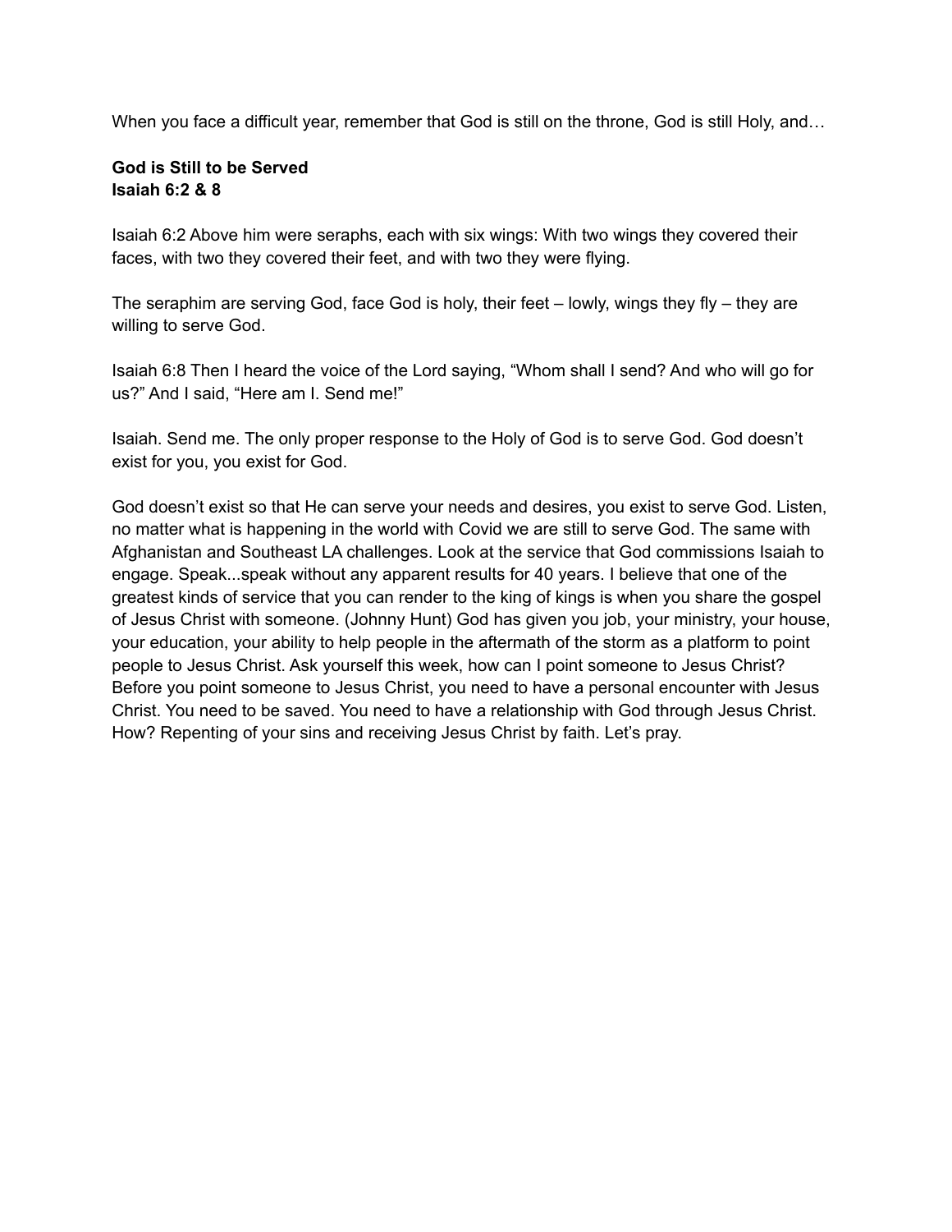When you face a difficult year, remember that God is still on the throne, God is still Holy, and…

**God is Still to be Served**
**Isaiah 6:2 & 8**

Isaiah 6:2 Above him were seraphs, each with six wings: With two wings they covered their faces, with two they covered their feet, and with two they were flying.

The seraphim are serving God, face God is holy, their feet – lowly, wings they fly – they are willing to serve God.

Isaiah 6:8 Then I heard the voice of the Lord saying, “Whom shall I send? And who will go for us?” And I said, “Here am I. Send me!”

Isaiah. Send me. The only proper response to the Holy of God is to serve God. God doesn’t exist for you, you exist for God.

God doesn’t exist so that He can serve your needs and desires, you exist to serve God. Listen, no matter what is happening in the world with Covid we are still to serve God. The same with Afghanistan and Southeast LA challenges. Look at the service that God commissions Isaiah to engage. Speak...speak without any apparent results for 40 years. I believe that one of the greatest kinds of service that you can render to the king of kings is when you share the gospel of Jesus Christ with someone. (Johnny Hunt) God has given you job, your ministry, your house, your education, your ability to help people in the aftermath of the storm as a platform to point people to Jesus Christ. Ask yourself this week, how can I point someone to Jesus Christ? Before you point someone to Jesus Christ, you need to have a personal encounter with Jesus Christ. You need to be saved. You need to have a relationship with God through Jesus Christ. How? Repenting of your sins and receiving Jesus Christ by faith. Let’s pray.